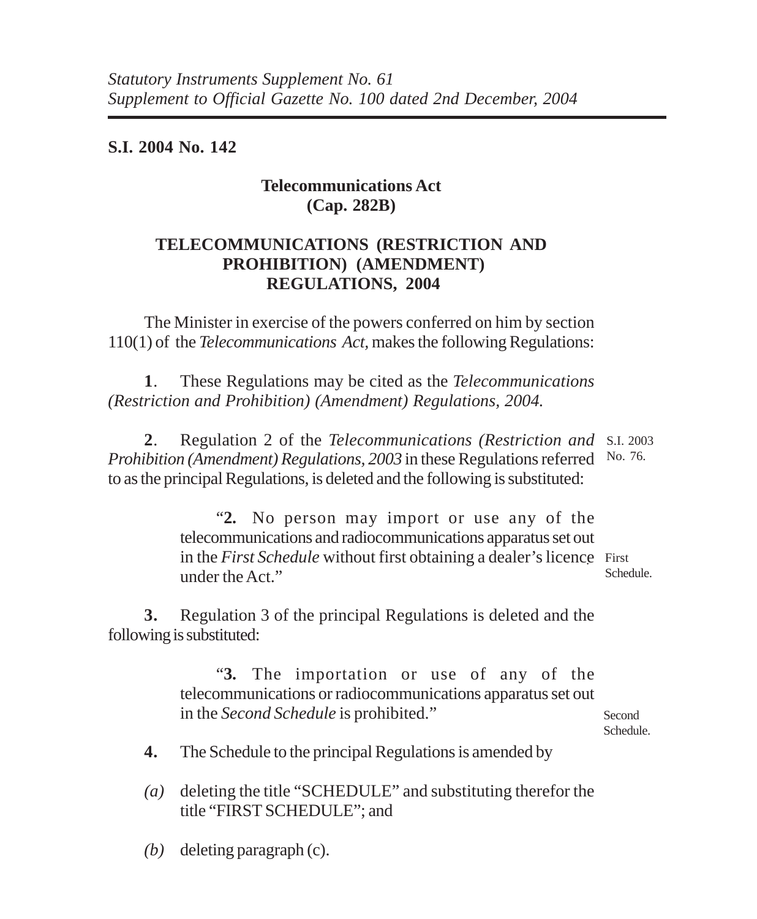*Statutory Instruments Supplement No. 61*
*Supplement to Official Gazette No. 100 dated 2nd December, 2004*

**S.I. 2004 No. 142**

**Telecommunications Act**
**(Cap. 282B)**

## TELECOMMUNICATIONS (RESTRICTION AND PROHIBITION) (AMENDMENT) REGULATIONS, 2004

The Minister in exercise of the powers conferred on him by section 110(1) of the *Telecommunications Act*, makes the following Regulations:

**1**. These Regulations may be cited as the *Telecommunications (Restriction and Prohibition) (Amendment) Regulations, 2004.*

**2**. Regulation 2 of the *Telecommunications (Restriction and Prohibition (Amendment) Regulations, 2003* in these Regulations referred to as the principal Regulations, is deleted and the following is substituted:

S.I. 2003 No. 76.

> "**2.** No person may import or use any of the telecommunications and radiocommunications apparatus set out in the *First Schedule* without first obtaining a dealer's licence under the Act."

First Schedule.

**3.** Regulation 3 of the principal Regulations is deleted and the following is substituted:

> "**3.** The importation or use of any of the telecommunications or radiocommunications apparatus set out in the *Second Schedule* is prohibited."

Second Schedule.

**4.** The Schedule to the principal Regulations is amended by

*(a)* deleting the title "SCHEDULE" and substituting therefor the title "FIRST SCHEDULE"; and

*(b)* deleting paragraph (c).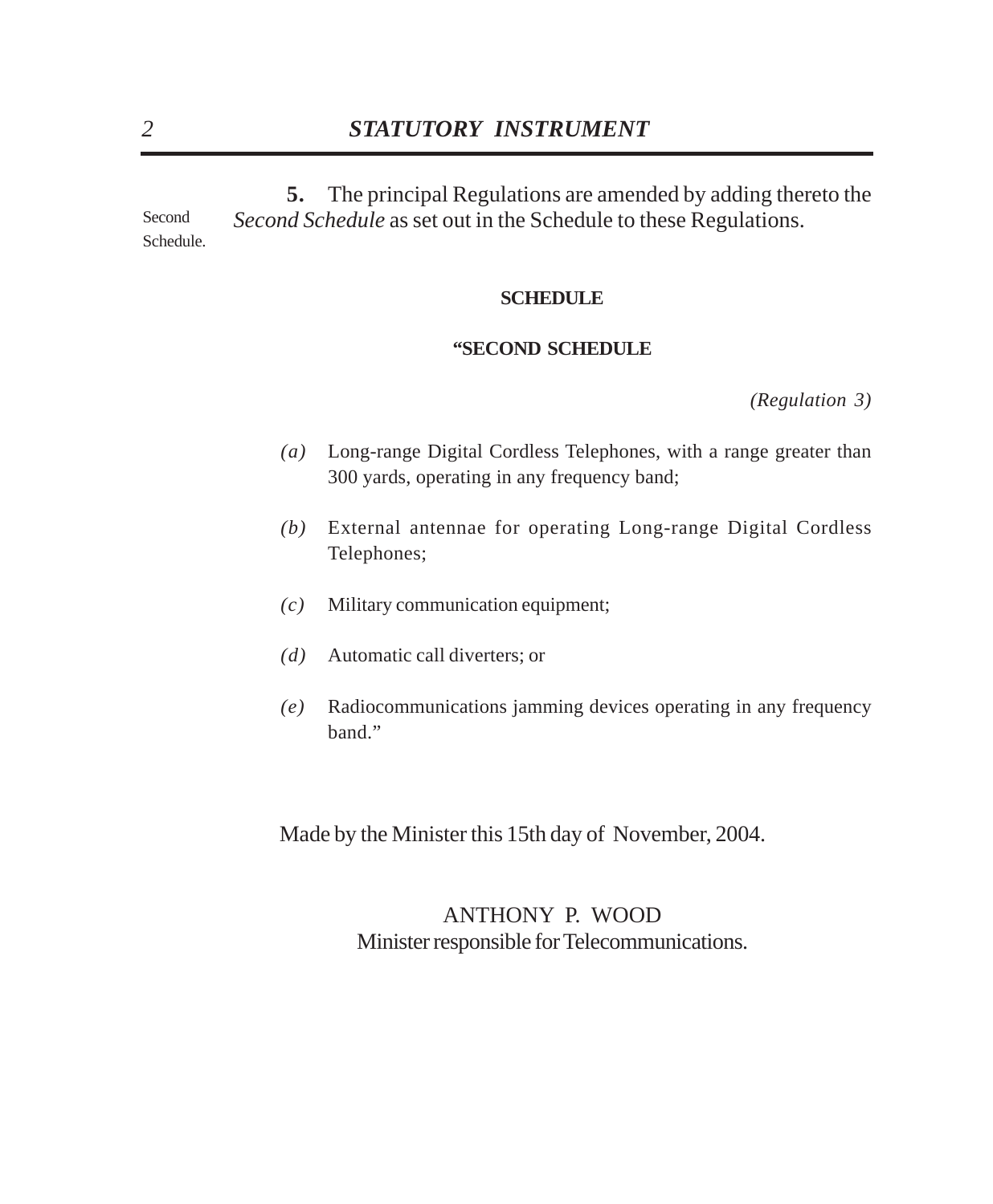Second Schedule.

**5.** The principal Regulations are amended by adding thereto the *Second Schedule* as set out in the Schedule to these Regulations.

**SCHEDULE**

**"SECOND SCHEDULE**

*(Regulation 3)*

*(a)* Long-range Digital Cordless Telephones, with a range greater than 300 yards, operating in any frequency band;

*(b)* External antennae for operating Long-range Digital Cordless Telephones;

*(c)* Military communication equipment;

*(d)* Automatic call diverters; or

*(e)* Radiocommunications jamming devices operating in any frequency band."

Made by the Minister this 15th day of November, 2004.

ANTHONY P. WOOD
Minister responsible for Telecommunications.